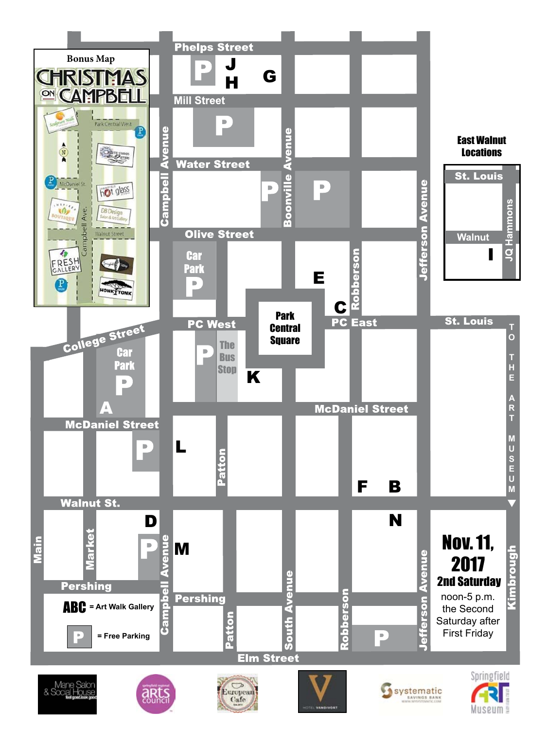# Bonus Map

## CHRISTMAS ON CAMPBELL

Park Central West

McDaniel St.

Campbell Ave.

Walnut Street

Phelps Street

Mill Street

Water Street

Olive Street

PC West

Park Central Square

PC East

College Street

McDaniel Street

Walnut St.

Pershing

Elm Street

Campbell Avenue

Boonville Avenue

Robberson

Jefferson Avenue

Patton

South Avenue

Main

Market

Kimbrough

St. Louis

Car Park

The Bus Stop

TO THE ART MUSEUM

### East Walnut Locations

St. Louis

Walnut

JQ Hammons

I

A B C D E F G H J K L M N

**ABC** = Art Walk Gallery

**P** = Free Parking

**Nov. 11, 2017**

**2nd Saturday**

noon-5 p.m.
the Second
Saturday after
First Friday

Mane Salon & Social House

arts council

European Cafe

Hotel Vandivort

systematic Savings Bank

Springfield Art Museum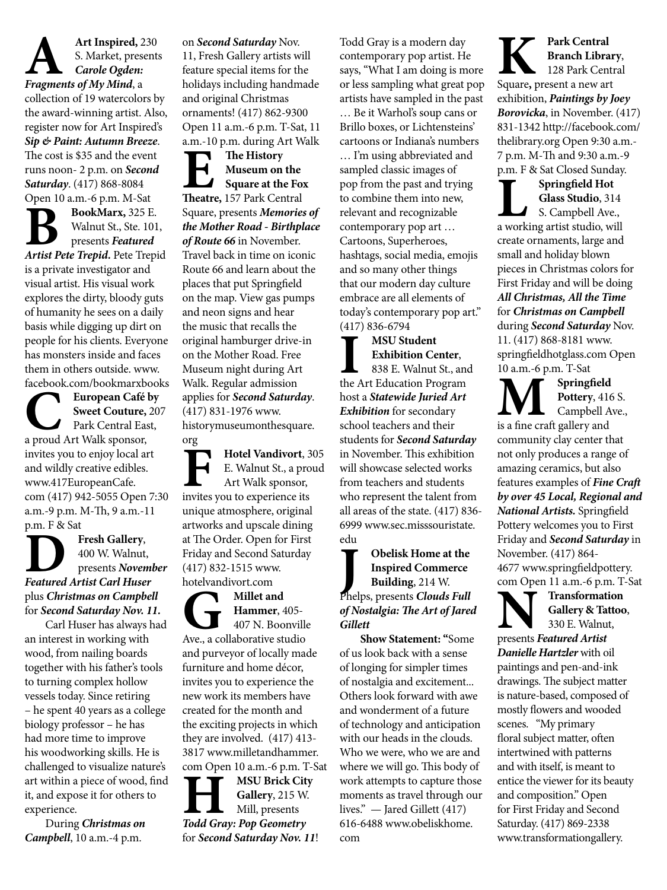**A** **Art Inspired,** 230 S. Market, presents ***Carole Ogden: Fragments of My Mind***, a collection of 19 watercolors by the award-winning artist. Also, register now for Art Inspired's ***Sip & Paint: Autumn Breeze***. The cost is $35 and the event runs noon- 2 p.m. on ***Second Saturday***. (417) 868-8084 Open 10 a.m.-6 p.m. M-Sat

**B** **BookMarx,** 325 E. Walnut St., Ste. 101, presents ***Featured Artist Pete Trepid.*** Pete Trepid is a private investigator and visual artist. His visual work explores the dirty, bloody guts of humanity he sees on a daily basis while digging up dirt on people for his clients. Everyone has monsters inside and faces them in others outside. www.facebook.com/bookmarxbooks

**C** **European Café by Sweet Couture,** 207 Park Central East, a proud Art Walk sponsor, invites you to enjoy local art and wildly creative edibles. www.417EuropeanCafe.com (417) 942-5055 Open 7:30 a.m.-9 p.m. M-Th, 9 a.m.-11 p.m. F & Sat

**D** **Fresh Gallery**, 400 W. Walnut, presents ***November Featured Artist Carl Huser*** plus ***Christmas on Campbell*** for ***Second Saturday Nov. 11.***

Carl Huser has always had an interest in working with wood, from nailing boards together with his father's tools to turning complex hollow vessels today. Since retiring – he spent 40 years as a college biology professor – he has had more time to improve his woodworking skills. He is challenged to visualize nature's art within a piece of wood, find it, and expose it for others to experience.

During ***Christmas on Campbell***, 10 a.m.-4 p.m. on ***Second Saturday*** Nov. 11, Fresh Gallery artists will feature special items for the holidays including handmade and original Christmas ornaments! (417) 862-9300 Open 11 a.m.-6 p.m. T-Sat, 11 a.m.-10 p.m. during Art Walk

**E** **The History Museum on the Square at the Fox Theatre,** 157 Park Central Square, presents ***Memories of the Mother Road - Birthplace of Route 66*** in November. Travel back in time on iconic Route 66 and learn about the places that put Springfield on the map. View gas pumps and neon signs and hear the music that recalls the original hamburger drive-in on the Mother Road. Free Museum night during Art Walk. Regular admission applies for ***Second Saturday***. (417) 831-1976 www.historymuseumonthesquare.org

**F** **Hotel Vandivort**, 305 E. Walnut St., a proud Art Walk sponsor, invites you to experience its unique atmosphere, original artworks and upscale dining at The Order. Open for First Friday and Second Saturday (417) 832-1515 www.hotelvandivort.com

**G** **Millet and Hammer**, 405-407 N. Boonville Ave., a collaborative studio and purveyor of locally made furniture and home décor, invites you to experience the new work its members have created for the month and the exciting projects in which they are involved. (417) 413-3817 www.milletandhammer.com Open 10 a.m.-6 p.m. T-Sat

**H** **MSU Brick City Gallery**, 215 W. Mill, presents ***Todd Gray: Pop Geometry*** for ***Second Saturday Nov. 11***!

Todd Gray is a modern day contemporary pop artist. He says, "What I am doing is more or less sampling what great pop artists have sampled in the past … Be it Warhol's soup cans or Brillo boxes, or Lichtensteins' cartoons or Indiana's numbers … I'm using abbreviated and sampled classic images of pop from the past and trying to combine them into new, relevant and recognizable contemporary pop art … Cartoons, Superheroes, hashtags, social media, emojis and so many other things that our modern day culture embrace are all elements of today's contemporary pop art." (417) 836-6794

**I** **MSU Student Exhibition Center**, 838 E. Walnut St., and the Art Education Program host a ***Statewide Juried Art Exhibition*** for secondary school teachers and their students for ***Second Saturday*** in November. This exhibition will showcase selected works from teachers and students who represent the talent from all areas of the state. (417) 836-6999 www.sec.misssouristate.edu

**J** **Obelisk Home at the Inspired Commerce Building**, 214 W. Phelps, presents ***Clouds Full of Nostalgia: The Art of Jared Gillett***

**Show Statement: "**Some of us look back with a sense of longing for simpler times of nostalgia and excitement... Others look forward with awe and wonderment of a future of technology and anticipation with our heads in the clouds. Who we were, who we are and where we will go. This body of work attempts to capture those moments as travel through our lives." — Jared Gillett (417) 616-6488 www.obeliskhome.com

**K** **Park Central Branch Library**, 128 Park Central Square**,** present a new art exhibition, ***Paintings by Joey Borovicka***, in November. (417) 831-1342 http://facebook.com/thelibrary.org Open 9:30 a.m.-7 p.m. M-Th and 9:30 a.m.-9 p.m. F & Sat Closed Sunday.

**L** **Springfield Hot Glass Studio**, 314 S. Campbell Ave., a working artist studio, will create ornaments, large and small and holiday blown pieces in Christmas colors for First Friday and will be doing ***All Christmas, All the Time*** for ***Christmas on Campbell*** during ***Second Saturday*** Nov. 11. (417) 868-8181 www.springfieldhotglass.com Open 10 a.m.-6 p.m. T-Sat

**M** **Springfield Pottery**, 416 S. Campbell Ave., is a fine craft gallery and community clay center that not only produces a range of amazing ceramics, but also features examples of ***Fine Craft by over 45 Local, Regional and National Artists.*** Springfield Pottery welcomes you to First Friday and ***Second Saturday*** in November. (417) 864-4677 www.springfieldpottery.com Open 11 a.m.-6 p.m. T-Sat

**N** **Transformation Gallery & Tattoo**, 330 E. Walnut, presents ***Featured Artist Danielle Hartzler*** with oil paintings and pen-and-ink drawings. The subject matter is nature-based, composed of mostly flowers and wooded scenes. "My primary floral subject matter, often intertwined with patterns and with itself, is meant to entice the viewer for its beauty and composition." Open for First Friday and Second Saturday. (417) 869-2338 www.transformationgallery.